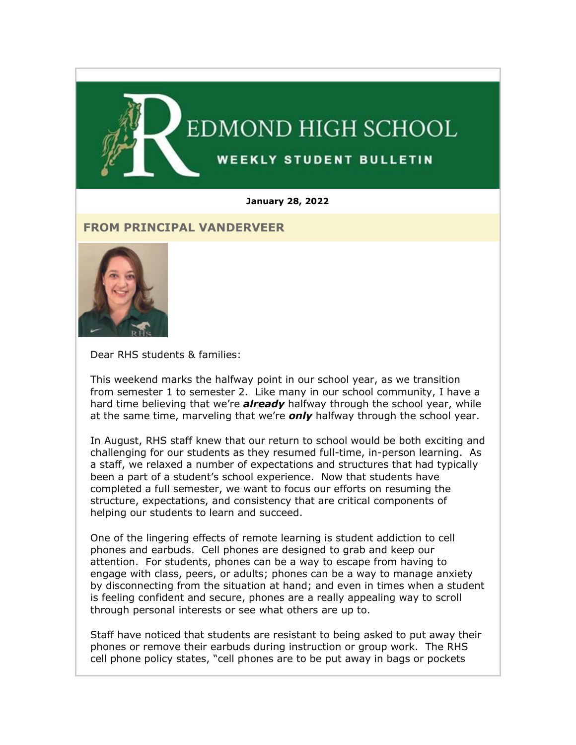# REDMOND HIGH SCHOOL

## WEEKLY STUDENT BULLETIN

**January 28, 2022**

## FROM PRINCIPAL VANDERVEER

Dear RHS students & families:

This weekend marks the halfway point in our school year, as we transition from semester 1 to semester 2. Like many in our school community, I have a hard time believing that we're ***already*** halfway through the school year, while at the same time, marveling that we're ***only*** halfway through the school year.

In August, RHS staff knew that our return to school would be both exciting and challenging for our students as they resumed full-time, in-person learning. As a staff, we relaxed a number of expectations and structures that had typically been a part of a student's school experience. Now that students have completed a full semester, we want to focus our efforts on resuming the structure, expectations, and consistency that are critical components of helping our students to learn and succeed.

One of the lingering effects of remote learning is student addiction to cell phones and earbuds. Cell phones are designed to grab and keep our attention. For students, phones can be a way to escape from having to engage with class, peers, or adults; phones can be a way to manage anxiety by disconnecting from the situation at hand; and even in times when a student is feeling confident and secure, phones are a really appealing way to scroll through personal interests or see what others are up to.

Staff have noticed that students are resistant to being asked to put away their phones or remove their earbuds during instruction or group work. The RHS cell phone policy states, "cell phones are to be put away in bags or pockets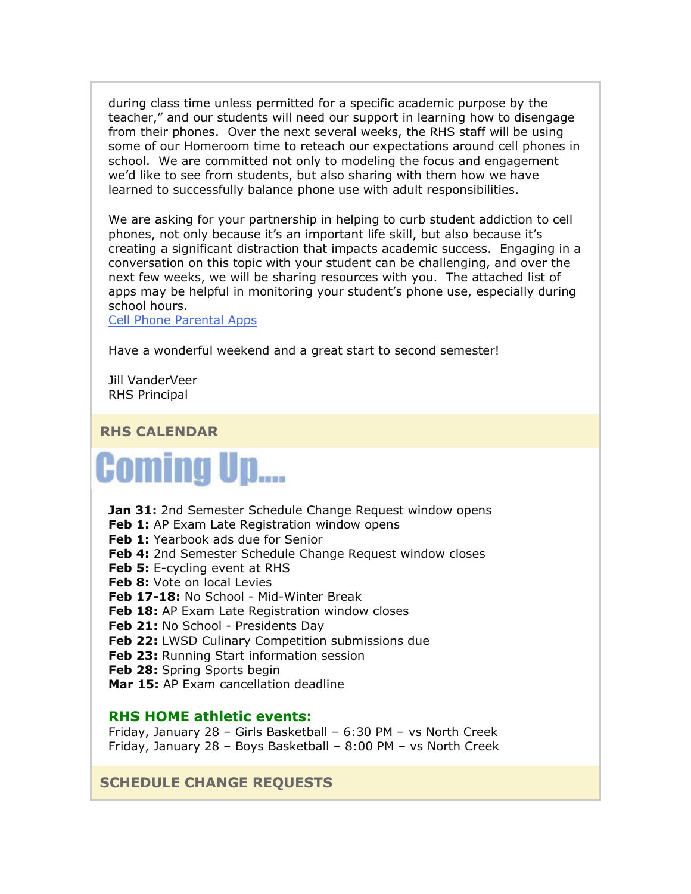during class time unless permitted for a specific academic purpose by the teacher," and our students will need our support in learning how to disengage from their phones. Over the next several weeks, the RHS staff will be using some of our Homeroom time to reteach our expectations around cell phones in school. We are committed not only to modeling the focus and engagement we'd like to see from students, but also sharing with them how we have learned to successfully balance phone use with adult responsibilities.

We are asking for your partnership in helping to curb student addiction to cell phones, not only because it's an important life skill, but also because it's creating a significant distraction that impacts academic success. Engaging in a conversation on this topic with your student can be challenging, and over the next few weeks, we will be sharing resources with you. The attached list of apps may be helpful in monitoring your student's phone use, especially during school hours.
Cell Phone Parental Apps

Have a wonderful weekend and a great start to second semester!

Jill VanderVeer
RHS Principal

## RHS CALENDAR

# Coming Up....

**Jan 31:** 2nd Semester Schedule Change Request window opens
**Feb 1:** AP Exam Late Registration window opens
**Feb 1:** Yearbook ads due for Senior
**Feb 4:** 2nd Semester Schedule Change Request window closes
**Feb 5:** E-cycling event at RHS
**Feb 8:** Vote on local Levies
**Feb 17-18:** No School - Mid-Winter Break
**Feb 18:** AP Exam Late Registration window closes
**Feb 21:** No School - Presidents Day
**Feb 22:** LWSD Culinary Competition submissions due
**Feb 23:** Running Start information session
**Feb 28:** Spring Sports begin
**Mar 15:** AP Exam cancellation deadline

### RHS HOME athletic events:

Friday, January 28 – Girls Basketball – 6:30 PM – vs North Creek
Friday, January 28 – Boys Basketball – 8:00 PM – vs North Creek

## SCHEDULE CHANGE REQUESTS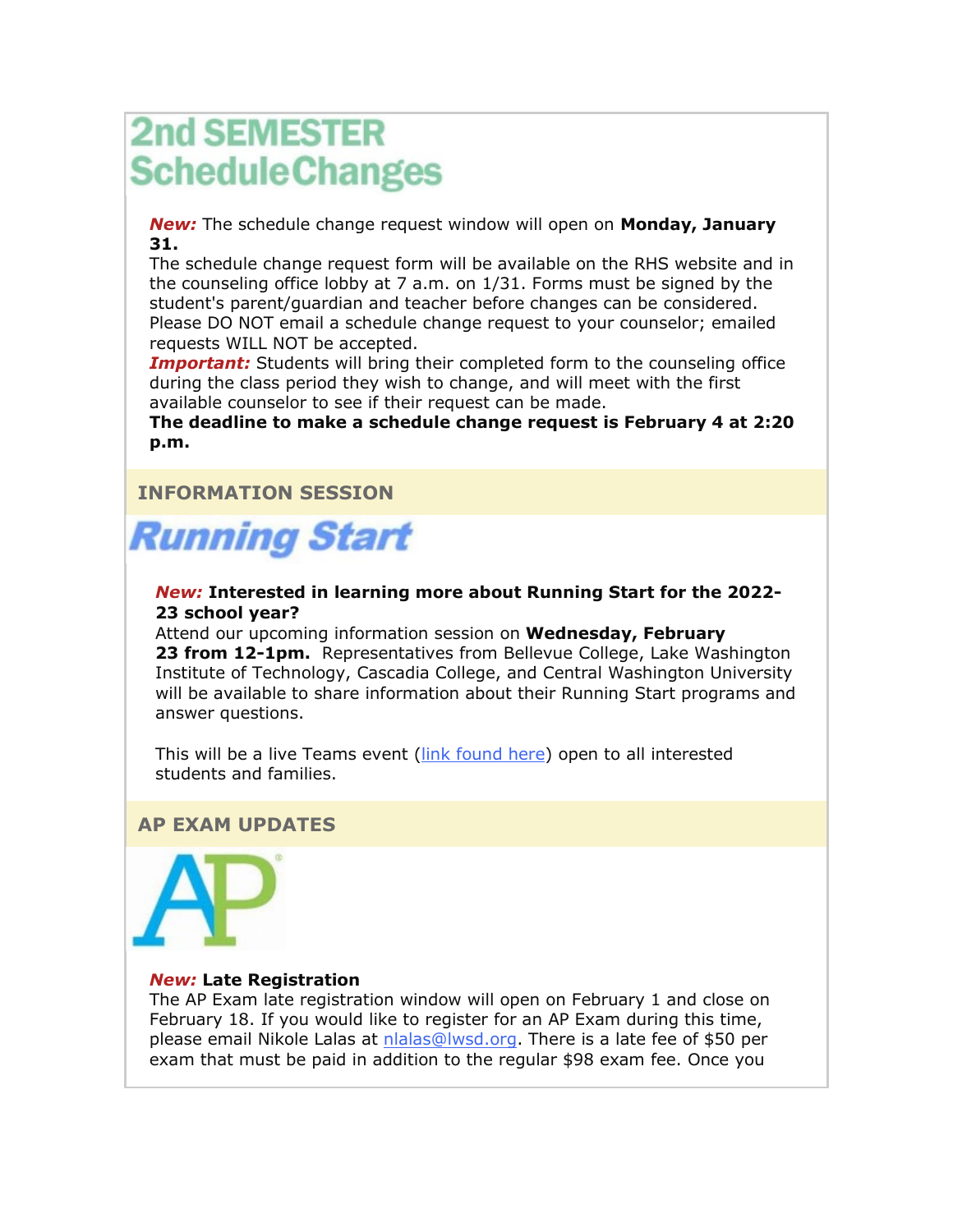# 2nd SEMESTER Schedule Changes

***New:*** The schedule change request window will open on **Monday, January 31.**
The schedule change request form will be available on the RHS website and in the counseling office lobby at 7 a.m. on 1/31. Forms must be signed by the student's parent/guardian and teacher before changes can be considered. Please DO NOT email a schedule change request to your counselor; emailed requests WILL NOT be accepted.
***Important:*** Students will bring their completed form to the counseling office during the class period they wish to change, and will meet with the first available counselor to see if their request can be made.
**The deadline to make a schedule change request is February 4 at 2:20 p.m.**

## INFORMATION SESSION

# Running Start

***New:* Interested in learning more about Running Start for the 2022-23 school year?**
Attend our upcoming information session on **Wednesday, February 23 from 12-1pm.** Representatives from Bellevue College, Lake Washington Institute of Technology, Cascadia College, and Central Washington University will be available to share information about their Running Start programs and answer questions.

This will be a live Teams event (link found here) open to all interested students and families.

## AP EXAM UPDATES

AP

***New:* Late Registration**
The AP Exam late registration window will open on February 1 and close on February 18. If you would like to register for an AP Exam during this time, please email Nikole Lalas at nlalas@lwsd.org. There is a late fee of $50 per exam that must be paid in addition to the regular $98 exam fee. Once you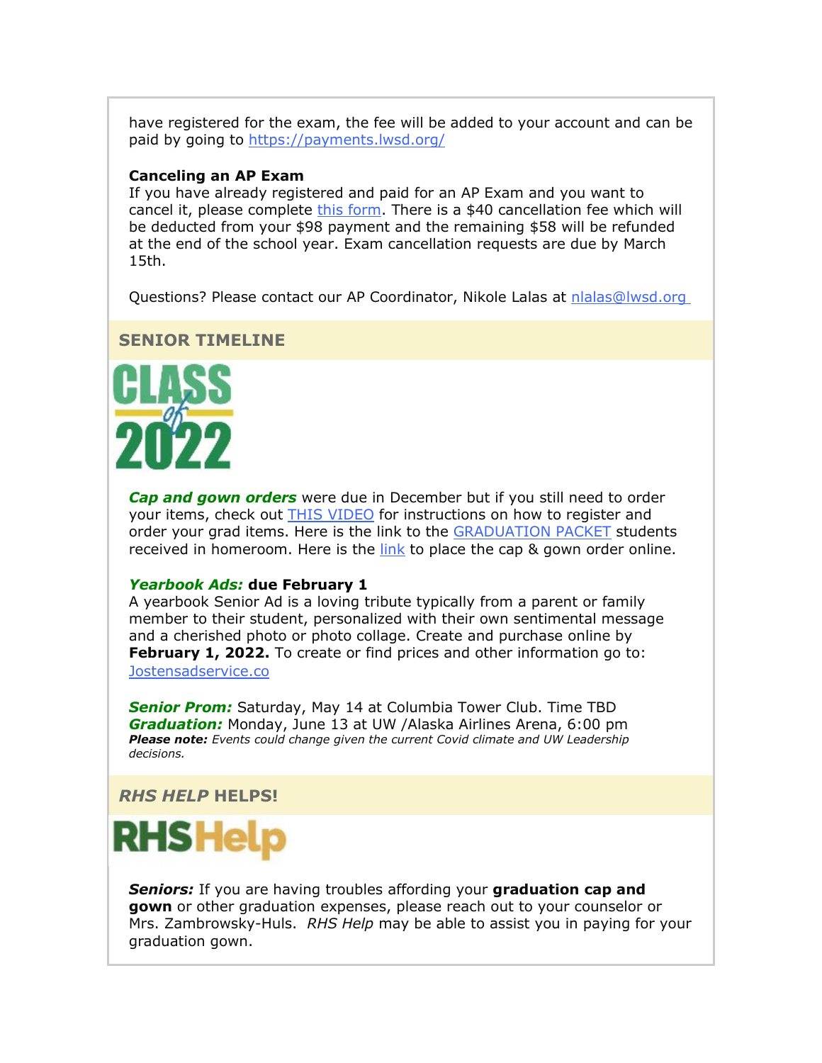have registered for the exam, the fee will be added to your account and can be paid by going to https://payments.lwsd.org/

**Canceling an AP Exam**
If you have already registered and paid for an AP Exam and you want to cancel it, please complete this form. There is a $40 cancellation fee which will be deducted from your $98 payment and the remaining $58 will be refunded at the end of the school year. Exam cancellation requests are due by March 15th.

Questions? Please contact our AP Coordinator, Nikole Lalas at nlalas@lwsd.org

## SENIOR TIMELINE

CLASS of 2022

***Cap and gown orders*** were due in December but if you still need to order your items, check out THIS VIDEO for instructions on how to register and order your grad items. Here is the link to the GRADUATION PACKET students received in homeroom. Here is the link to place the cap & gown order online.

***Yearbook Ads:*** **due February 1**
A yearbook Senior Ad is a loving tribute typically from a parent or family member to their student, personalized with their own sentimental message and a cherished photo or photo collage. Create and purchase online by **February 1, 2022.** To create or find prices and other information go to: Jostensadservice.co

***Senior Prom:*** Saturday, May 14 at Columbia Tower Club. Time TBD
***Graduation:*** Monday, June 13 at UW /Alaska Airlines Arena, 6:00 pm
***Please note:*** *Events could change given the current Covid climate and UW Leadership decisions.*

## *RHS HELP* HELPS!

RHSHelp

***Seniors:*** If you are having troubles affording your **graduation cap and gown** or other graduation expenses, please reach out to your counselor or Mrs. Zambrowsky-Huls. *RHS Help* may be able to assist you in paying for your graduation gown.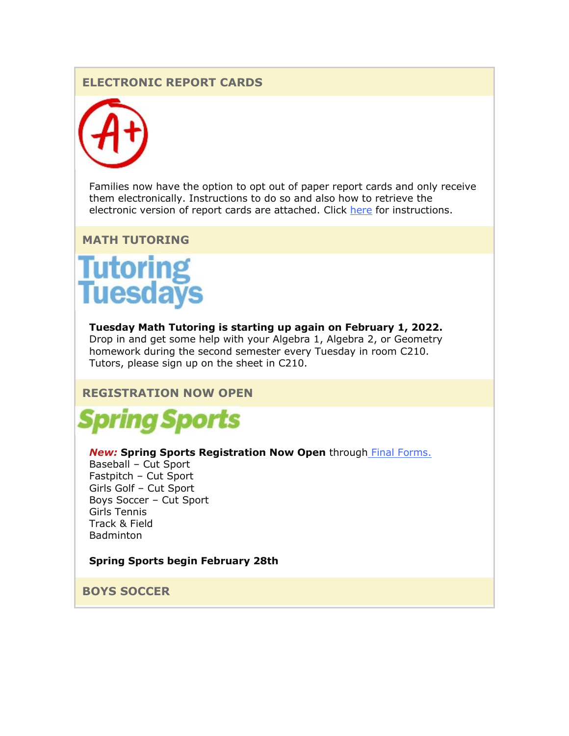## ELECTRONIC REPORT CARDS

Families now have the option to opt out of paper report cards and only receive them electronically. Instructions to do so and also how to retrieve the electronic version of report cards are attached. Click here for instructions.

## MATH TUTORING

Tutoring Tuesdays

**Tuesday Math Tutoring is starting up again on February 1, 2022.**
Drop in and get some help with your Algebra 1, Algebra 2, or Geometry homework during the second semester every Tuesday in room C210. Tutors, please sign up on the sheet in C210.

## REGISTRATION NOW OPEN

Spring Sports

***New:*** **Spring Sports Registration Now Open** through Final Forms.
Baseball – Cut Sport
Fastpitch – Cut Sport
Girls Golf – Cut Sport
Boys Soccer – Cut Sport
Girls Tennis
Track & Field
Badminton

**Spring Sports begin February 28th**

## BOYS SOCCER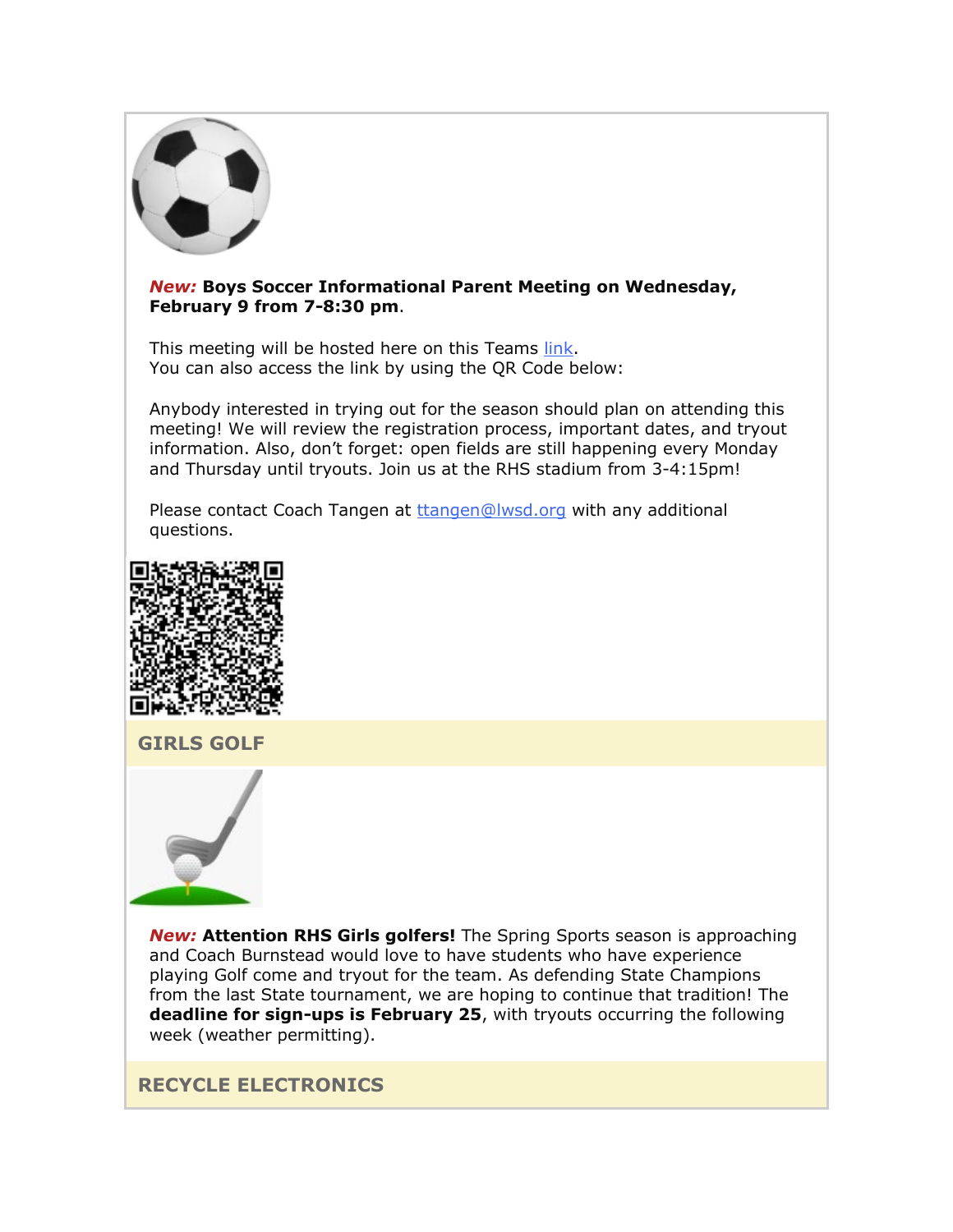***New:*** **Boys Soccer Informational Parent Meeting on Wednesday, February 9 from 7-8:30 pm**.

This meeting will be hosted here on this Teams link.
You can also access the link by using the QR Code below:

Anybody interested in trying out for the season should plan on attending this meeting! We will review the registration process, important dates, and tryout information. Also, don't forget: open fields are still happening every Monday and Thursday until tryouts. Join us at the RHS stadium from 3-4:15pm!

Please contact Coach Tangen at ttangen@lwsd.org with any additional questions.

## GIRLS GOLF

***New:*** **Attention RHS Girls golfers!** The Spring Sports season is approaching and Coach Burnstead would love to have students who have experience playing Golf come and tryout for the team. As defending State Champions from the last State tournament, we are hoping to continue that tradition! The **deadline for sign-ups is February 25**, with tryouts occurring the following week (weather permitting).

## RECYCLE ELECTRONICS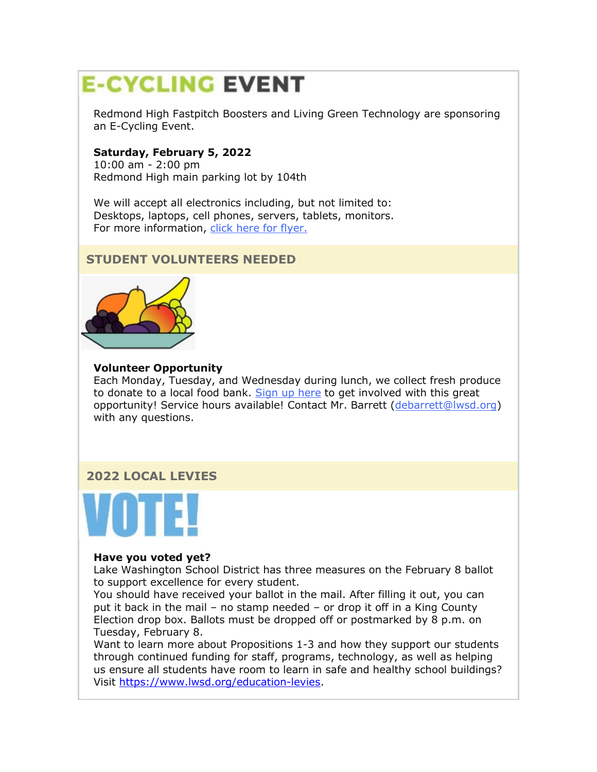# E-CYCLING EVENT

Redmond High Fastpitch Boosters and Living Green Technology are sponsoring an E-Cycling Event.

**Saturday, February 5, 2022**
10:00 am - 2:00 pm
Redmond High main parking lot by 104th

We will accept all electronics including, but not limited to:
Desktops, laptops, cell phones, servers, tablets, monitors.
For more information, click here for flyer.

## STUDENT VOLUNTEERS NEEDED

**Volunteer Opportunity**
Each Monday, Tuesday, and Wednesday during lunch, we collect fresh produce to donate to a local food bank. Sign up here to get involved with this great opportunity! Service hours available! Contact Mr. Barrett (debarrett@lwsd.org) with any questions.

## 2022 LOCAL LEVIES

VOTE!

**Have you voted yet?**
Lake Washington School District has three measures on the February 8 ballot to support excellence for every student.
You should have received your ballot in the mail. After filling it out, you can put it back in the mail – no stamp needed – or drop it off in a King County Election drop box. Ballots must be dropped off or postmarked by 8 p.m. on Tuesday, February 8.
Want to learn more about Propositions 1-3 and how they support our students through continued funding for staff, programs, technology, as well as helping us ensure all students have room to learn in safe and healthy school buildings? Visit https://www.lwsd.org/education-levies.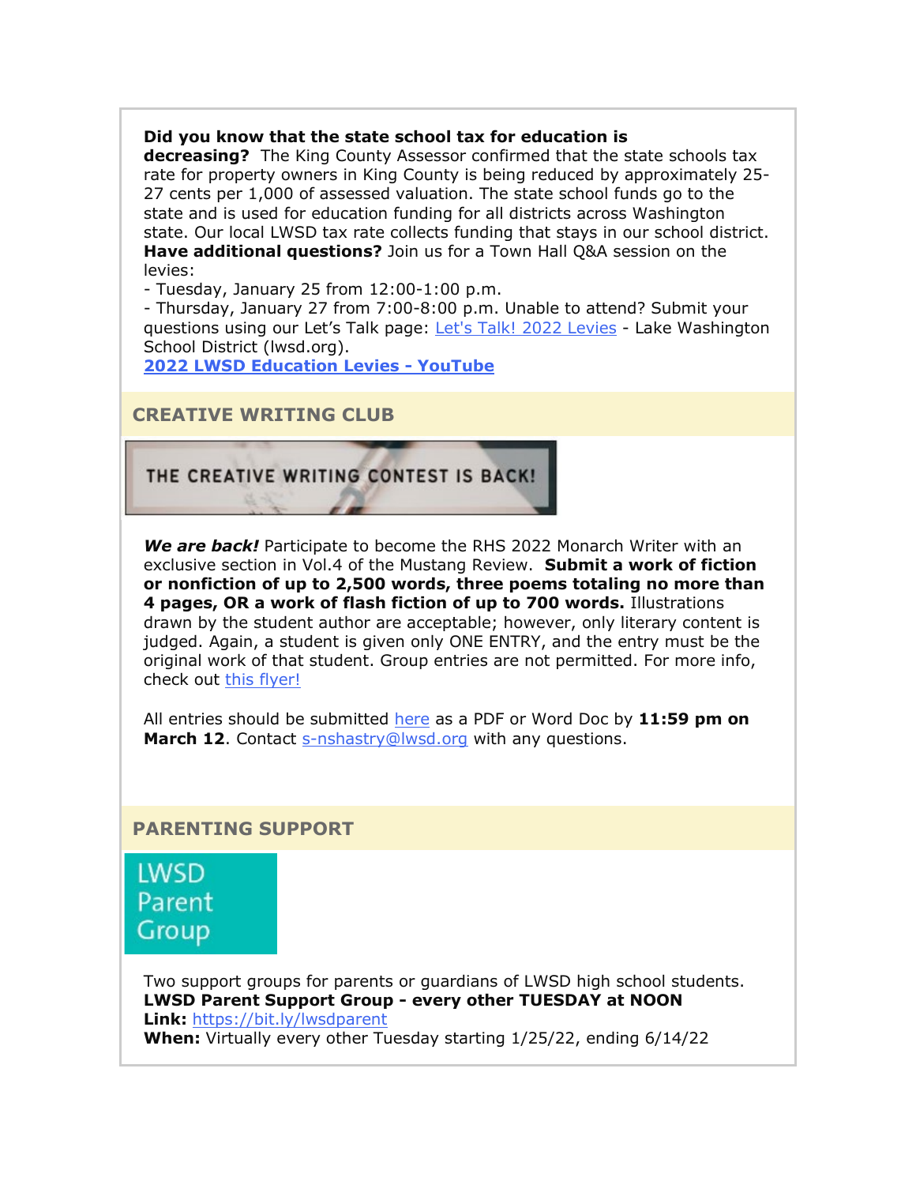**Did you know that the state school tax for education is decreasing?** The King County Assessor confirmed that the state schools tax rate for property owners in King County is being reduced by approximately 25-27 cents per 1,000 of assessed valuation. The state school funds go to the state and is used for education funding for all districts across Washington state. Our local LWSD tax rate collects funding that stays in our school district.
**Have additional questions?** Join us for a Town Hall Q&A session on the levies:
- Tuesday, January 25 from 12:00-1:00 p.m.
- Thursday, January 27 from 7:00-8:00 p.m. Unable to attend? Submit your questions using our Let's Talk page: Let's Talk! 2022 Levies - Lake Washington School District (lwsd.org).
**2022 LWSD Education Levies - YouTube**

## CREATIVE WRITING CLUB

THE CREATIVE WRITING CONTEST IS BACK!

***We are back!*** Participate to become the RHS 2022 Monarch Writer with an exclusive section in Vol.4 of the Mustang Review. **Submit a work of fiction or nonfiction of up to 2,500 words, three poems totaling no more than 4 pages, OR a work of flash fiction of up to 700 words.** Illustrations drawn by the student author are acceptable; however, only literary content is judged. Again, a student is given only ONE ENTRY, and the entry must be the original work of that student. Group entries are not permitted. For more info, check out this flyer!

All entries should be submitted here as a PDF or Word Doc by **11:59 pm on March 12**. Contact s-nshastry@lwsd.org with any questions.

## PARENTING SUPPORT

LWSD Parent Group

Two support groups for parents or guardians of LWSD high school students.
**LWSD Parent Support Group - every other TUESDAY at NOON**
**Link:** https://bit.ly/lwsdparent
**When:** Virtually every other Tuesday starting 1/25/22, ending 6/14/22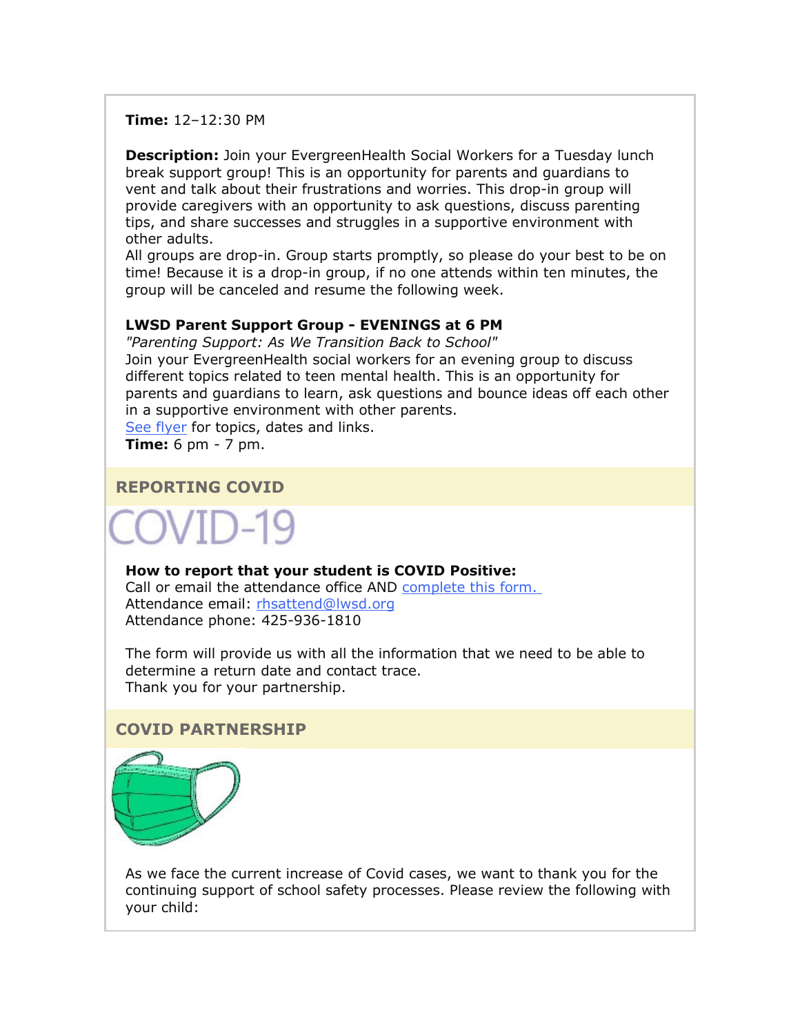**Time:** 12–12:30 PM

**Description:** Join your EvergreenHealth Social Workers for a Tuesday lunch break support group! This is an opportunity for parents and guardians to vent and talk about their frustrations and worries. This drop-in group will provide caregivers with an opportunity to ask questions, discuss parenting tips, and share successes and struggles in a supportive environment with other adults.
All groups are drop-in. Group starts promptly, so please do your best to be on time! Because it is a drop-in group, if no one attends within ten minutes, the group will be canceled and resume the following week.

**LWSD Parent Support Group - EVENINGS at 6 PM**
*"Parenting Support: As We Transition Back to School"*
Join your EvergreenHealth social workers for an evening group to discuss different topics related to teen mental health. This is an opportunity for parents and guardians to learn, ask questions and bounce ideas off each other in a supportive environment with other parents.
See flyer for topics, dates and links.
**Time:** 6 pm - 7 pm.

## REPORTING COVID

COVID-19

**How to report that your student is COVID Positive:**
Call or email the attendance office AND complete this form.
Attendance email: rhsattend@lwsd.org
Attendance phone: 425-936-1810

The form will provide us with all the information that we need to be able to determine a return date and contact trace.
Thank you for your partnership.

## COVID PARTNERSHIP

As we face the current increase of Covid cases, we want to thank you for the continuing support of school safety processes. Please review the following with your child: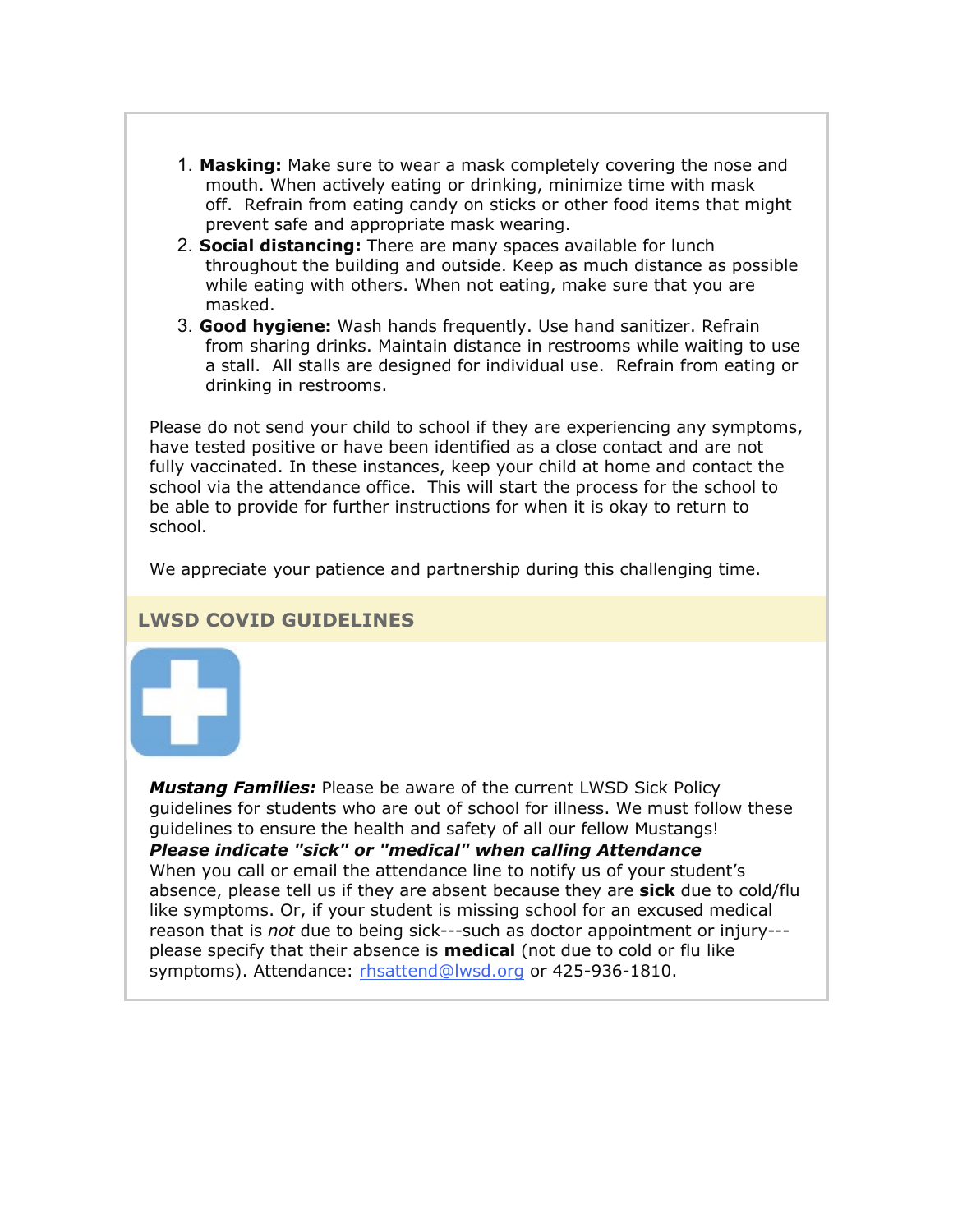1. **Masking:** Make sure to wear a mask completely covering the nose and mouth. When actively eating or drinking, minimize time with mask off. Refrain from eating candy on sticks or other food items that might prevent safe and appropriate mask wearing.
2. **Social distancing:** There are many spaces available for lunch throughout the building and outside. Keep as much distance as possible while eating with others. When not eating, make sure that you are masked.
3. **Good hygiene:** Wash hands frequently. Use hand sanitizer. Refrain from sharing drinks. Maintain distance in restrooms while waiting to use a stall. All stalls are designed for individual use. Refrain from eating or drinking in restrooms.

Please do not send your child to school if they are experiencing any symptoms, have tested positive or have been identified as a close contact and are not fully vaccinated. In these instances, keep your child at home and contact the school via the attendance office. This will start the process for the school to be able to provide for further instructions for when it is okay to return to school.

We appreciate your patience and partnership during this challenging time.

## LWSD COVID GUIDELINES

***Mustang Families:*** Please be aware of the current LWSD Sick Policy guidelines for students who are out of school for illness. We must follow these guidelines to ensure the health and safety of all our fellow Mustangs!

***Please indicate "sick" or "medical" when calling Attendance***

When you call or email the attendance line to notify us of your student's absence, please tell us if they are absent because they are **sick** due to cold/flu like symptoms. Or, if your student is missing school for an excused medical reason that is *not* due to being sick---such as doctor appointment or injury---please specify that their absence is **medical** (not due to cold or flu like symptoms). Attendance: rhsattend@lwsd.org or 425-936-1810.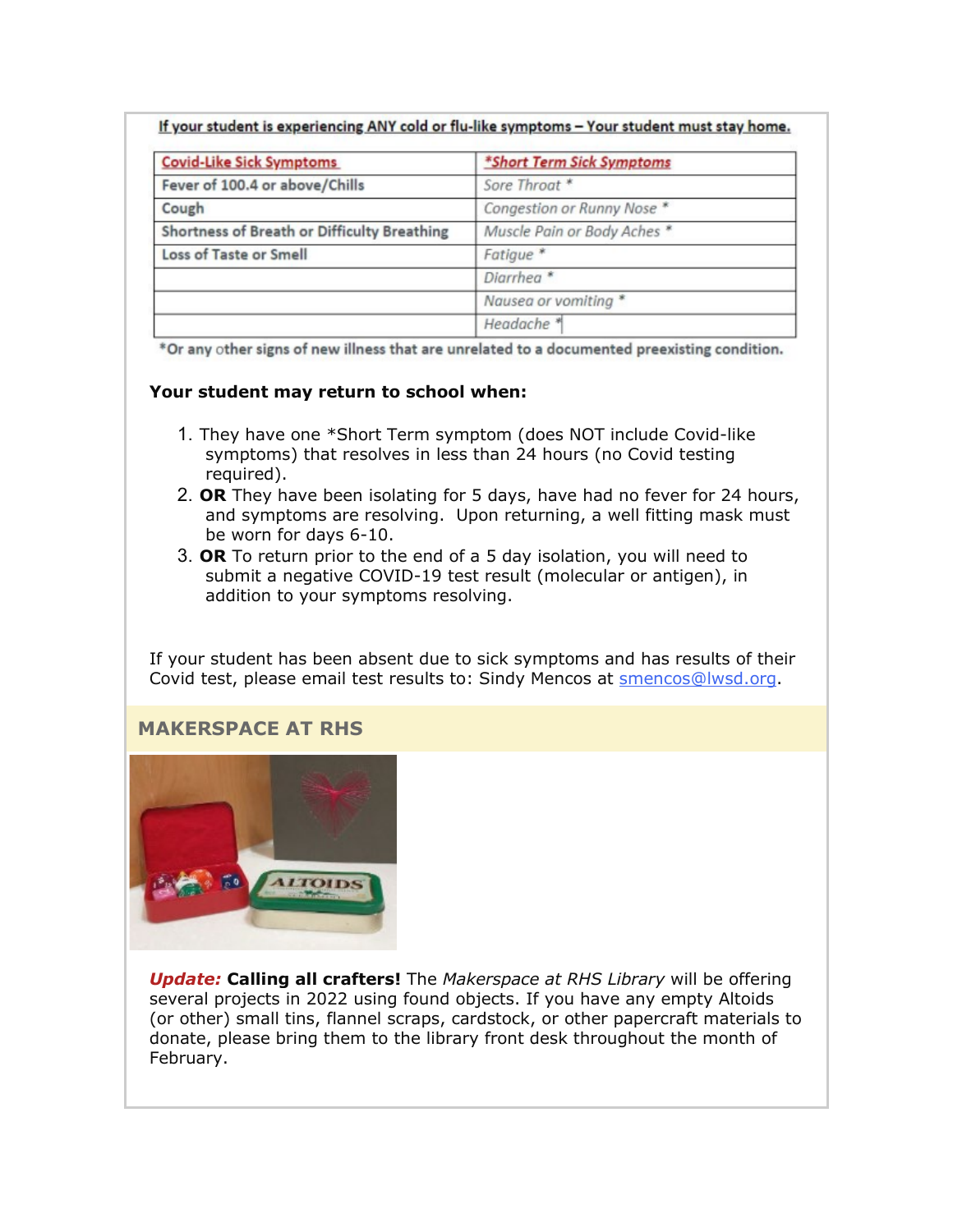**If your student is experiencing ANY cold or flu-like symptoms – Your student must stay home.**

| Covid-Like Sick Symptoms | *Short Term Sick Symptoms |
| --- | --- |
| Fever of 100.4 or above/Chills | *Sore Throat* * |
| Cough | *Congestion or Runny Nose* * |
| Shortness of Breath or Difficulty Breathing | *Muscle Pain or Body Aches* * |
| Loss of Taste or Smell | *Fatigue* * |
| | *Diarrhea* * |
| | *Nausea or vomiting* * |
| | *Headache* * |

*Or any other signs of new illness that are unrelated to a documented preexisting condition.

**Your student may return to school when:**

1. They have one *Short Term symptom (does NOT include Covid-like symptoms) that resolves in less than 24 hours (no Covid testing required).
2. **OR** They have been isolating for 5 days, have had no fever for 24 hours, and symptoms are resolving. Upon returning, a well fitting mask must be worn for days 6-10.
3. **OR** To return prior to the end of a 5 day isolation, you will need to submit a negative COVID-19 test result (molecular or antigen), in addition to your symptoms resolving.

If your student has been absent due to sick symptoms and has results of their Covid test, please email test results to: Sindy Mencos at smencos@lwsd.org.

## MAKERSPACE AT RHS

***Update:*** **Calling all crafters!** The *Makerspace at RHS Library* will be offering several projects in 2022 using found objects. If you have any empty Altoids (or other) small tins, flannel scraps, cardstock, or other papercraft materials to donate, please bring them to the library front desk throughout the month of February.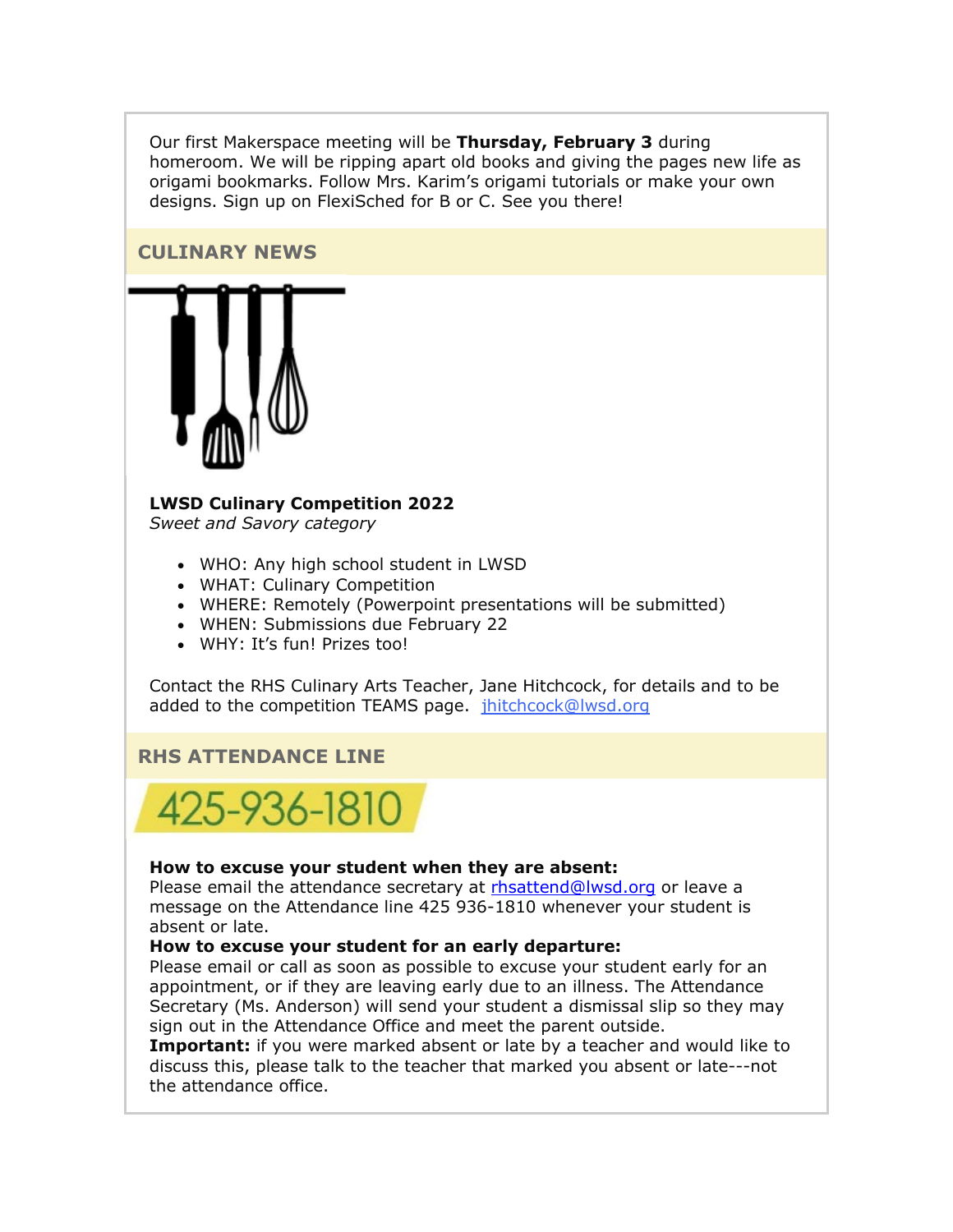Our first Makerspace meeting will be **Thursday, February 3** during homeroom. We will be ripping apart old books and giving the pages new life as origami bookmarks. Follow Mrs. Karim's origami tutorials or make your own designs. Sign up on FlexiSched for B or C. See you there!

## CULINARY NEWS

**LWSD Culinary Competition 2022**
*Sweet and Savory category*

- WHO: Any high school student in LWSD
- WHAT: Culinary Competition
- WHERE: Remotely (Powerpoint presentations will be submitted)
- WHEN: Submissions due February 22
- WHY: It's fun! Prizes too!

Contact the RHS Culinary Arts Teacher, Jane Hitchcock, for details and to be added to the competition TEAMS page. [jhitchcock@lwsd.org](mailto:jhitchcock@lwsd.org)

## RHS ATTENDANCE LINE

425-936-1810

**How to excuse your student when they are absent:**
Please email the attendance secretary at [rhsattend@lwsd.org](mailto:rhsattend@lwsd.org) or leave a message on the Attendance line 425 936-1810 whenever your student is absent or late.

**How to excuse your student for an early departure:**
Please email or call as soon as possible to excuse your student early for an appointment, or if they are leaving early due to an illness. The Attendance Secretary (Ms. Anderson) will send your student a dismissal slip so they may sign out in the Attendance Office and meet the parent outside.

**Important:** if you were marked absent or late by a teacher and would like to discuss this, please talk to the teacher that marked you absent or late---not the attendance office.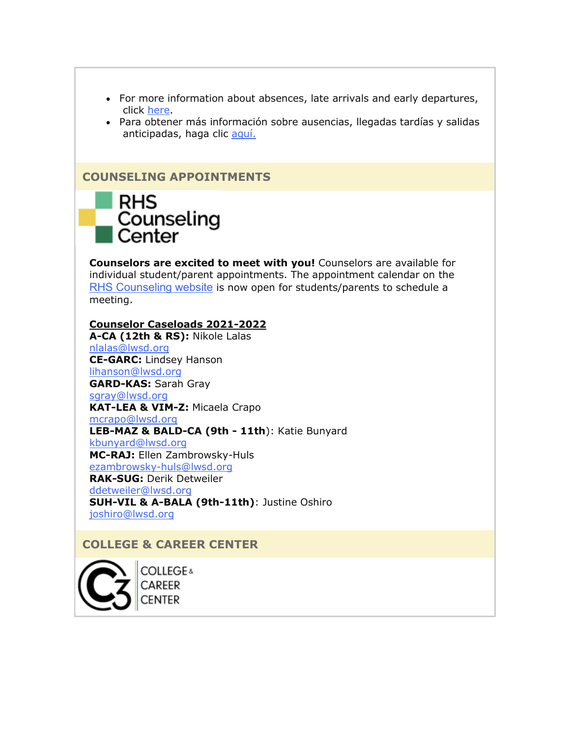- For more information about absences, late arrivals and early departures, click here.
- Para obtener más información sobre ausencias, llegadas tardías y salidas anticipadas, haga clic aquí.

## COUNSELING APPOINTMENTS

RHS Counseling Center

**Counselors are excited to meet with you!** Counselors are available for individual student/parent appointments. The appointment calendar on the RHS Counseling website is now open for students/parents to schedule a meeting.

**Counselor Caseloads 2021-2022**

**A-CA (12th & RS):** Nikole Lalas
nlalas@lwsd.org

**CE-GARC:** Lindsey Hanson
lihanson@lwsd.org

**GARD-KAS:** Sarah Gray
sgray@lwsd.org

**KAT-LEA & VIM-Z:** Micaela Crapo
mcrapo@lwsd.org

**LEB-MAZ & BALD-CA (9th - 11th)**: Katie Bunyard
kbunyard@lwsd.org

**MC-RAJ:** Ellen Zambrowsky-Huls
ezambrowsky-huls@lwsd.org

**RAK-SUG:** Derik Detweiler
ddetweiler@lwsd.org

**SUH-VIL & A-BALA (9th-11th)**: Justine Oshiro
joshiro@lwsd.org

## COLLEGE & CAREER CENTER

C3 COLLEGE & CAREER CENTER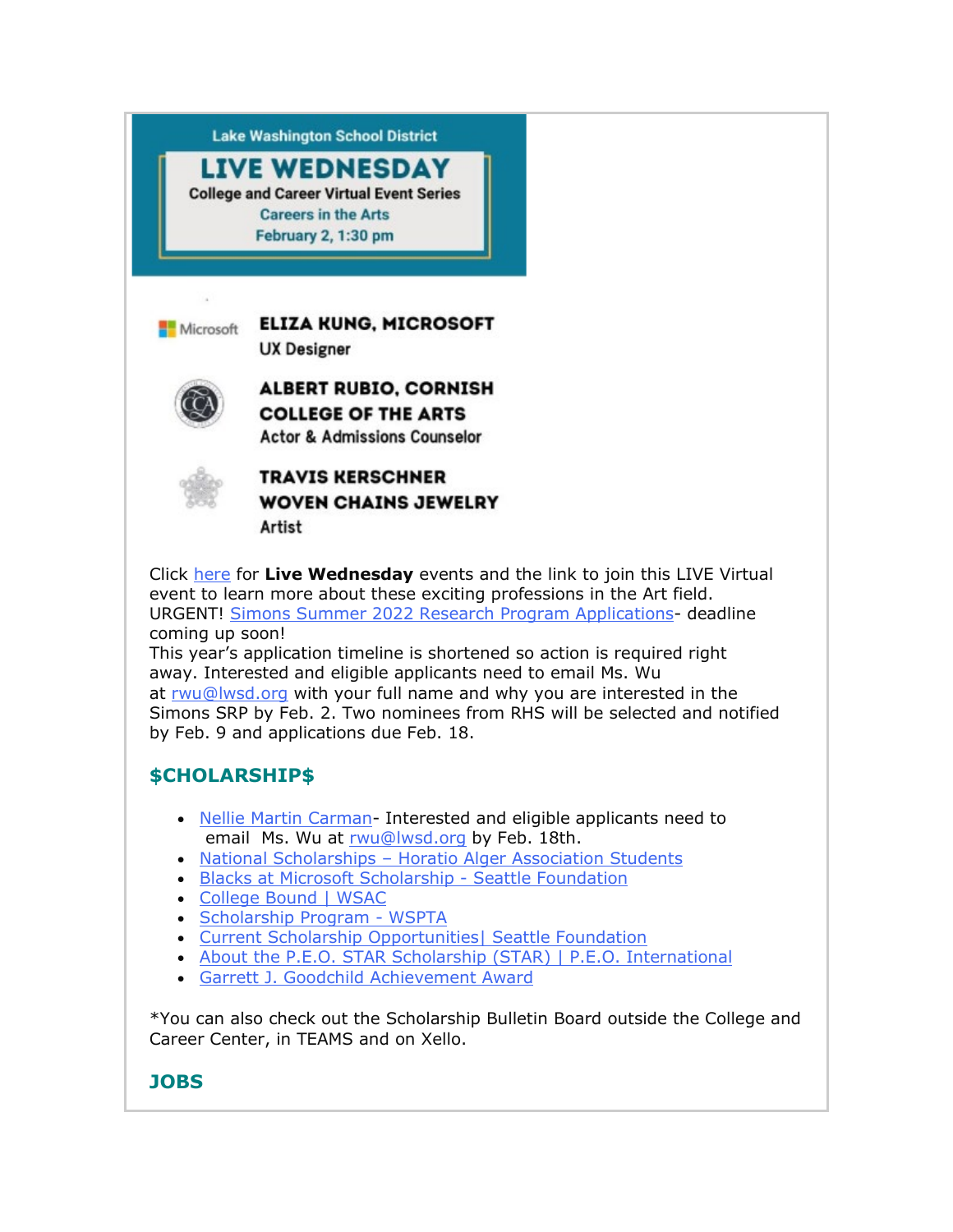Lake Washington School District

**LIVE WEDNESDAY**

College and Career Virtual Event Series

Careers in the Arts

February 2, 1:30 pm

**ELIZA KUNG, MICROSOFT**
UX Designer

**ALBERT RUBIO, CORNISH COLLEGE OF THE ARTS**
Actor & Admissions Counselor

**TRAVIS KERSCHNER WOVEN CHAINS JEWELRY**
Artist

Click here for **Live Wednesday** events and the link to join this LIVE Virtual event to learn more about these exciting professions in the Art field.

URGENT! Simons Summer 2022 Research Program Applications- deadline coming up soon!

This year's application timeline is shortened so action is required right away. Interested and eligible applicants need to email Ms. Wu at rwu@lwsd.org with your full name and why you are interested in the Simons SRP by Feb. 2. Two nominees from RHS will be selected and notified by Feb. 9 and applications due Feb. 18.

## $CHOLARSHIP$

- Nellie Martin Carman- Interested and eligible applicants need to email Ms. Wu at rwu@lwsd.org by Feb. 18th.
- National Scholarships – Horatio Alger Association Students
- Blacks at Microsoft Scholarship - Seattle Foundation
- College Bound | WSAC
- Scholarship Program - WSPTA
- Current Scholarship Opportunities| Seattle Foundation
- About the P.E.O. STAR Scholarship (STAR) | P.E.O. International
- Garrett J. Goodchild Achievement Award

*You can also check out the Scholarship Bulletin Board outside the College and Career Center, in TEAMS and on Xello.

## JOBS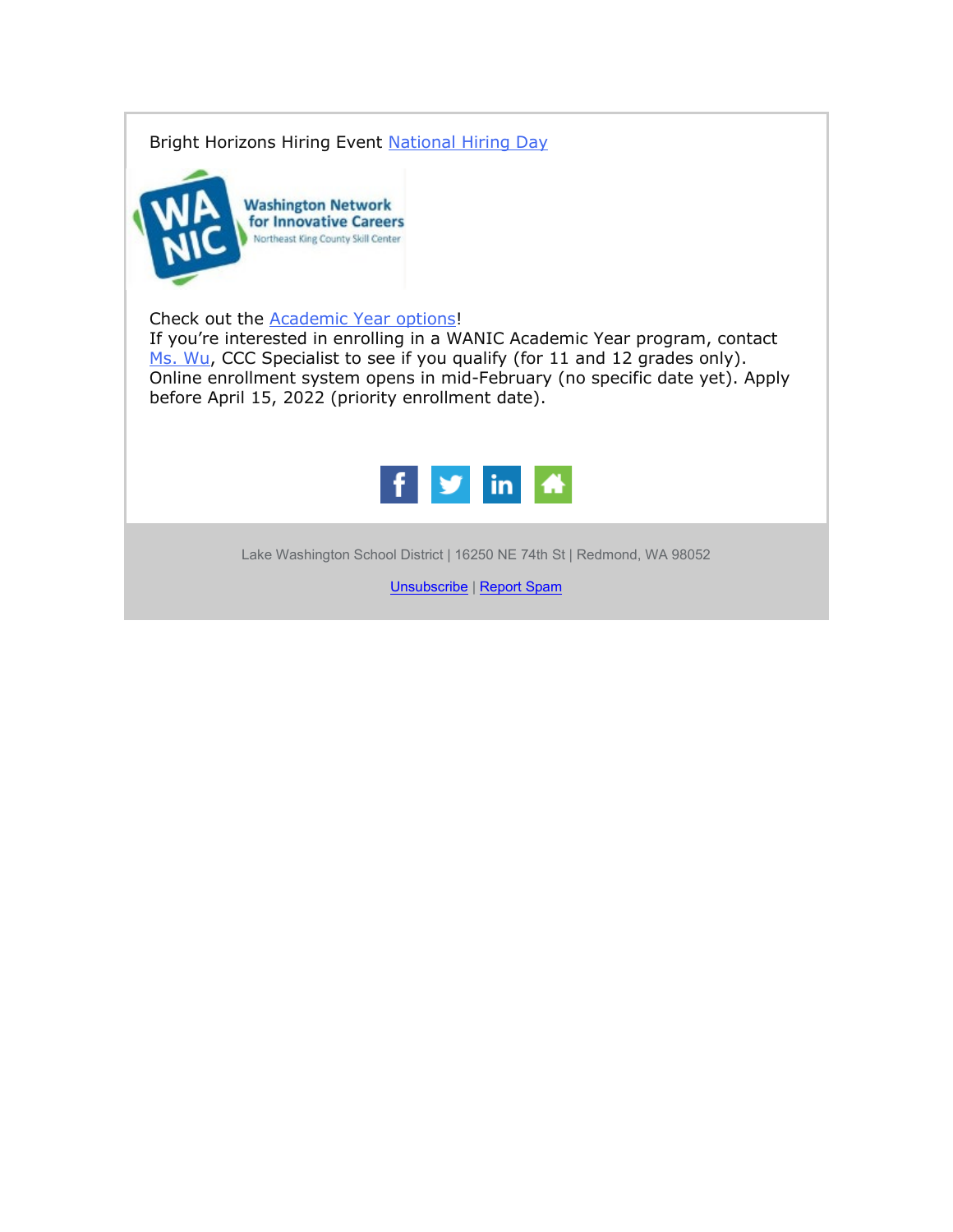Bright Horizons Hiring Event National Hiring Day

Washington Network for Innovative Careers
Northeast King County Skill Center

Check out the Academic Year options!
If you're interested in enrolling in a WANIC Academic Year program, contact Ms. Wu, CCC Specialist to see if you qualify (for 11 and 12 grades only). Online enrollment system opens in mid-February (no specific date yet). Apply before April 15, 2022 (priority enrollment date).

Lake Washington School District | 16250 NE 74th St | Redmond, WA 98052

Unsubscribe | Report Spam